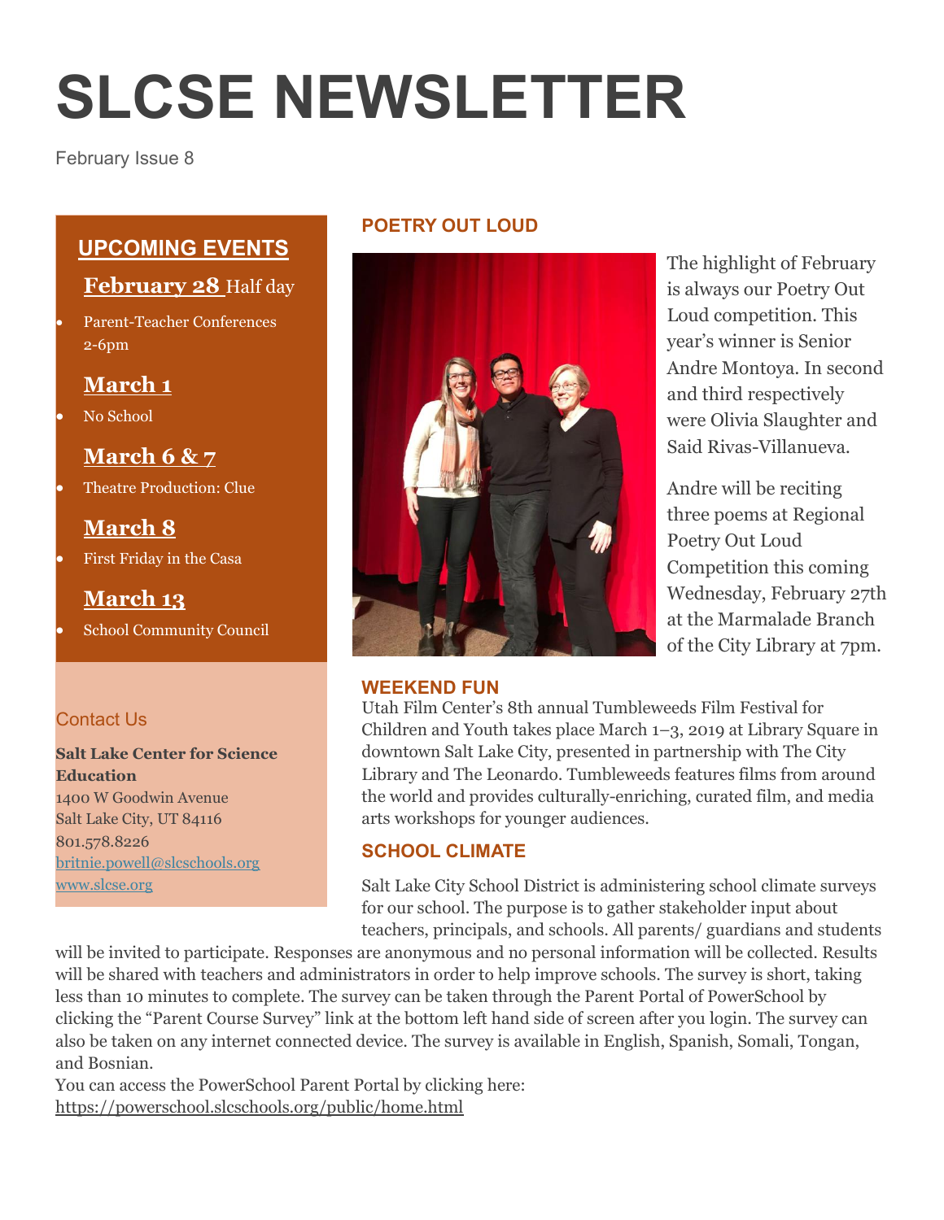# SLCSE NEWSLETTER

February Issue 8

## UPCOMING EVENTS

**February 28** Half day

- Parent-Teacher Conferences 2-6pm

**March 1**

- No School

**March 6 & 7**

- Theatre Production: Clue

**March 8**

- First Friday in the Casa

**March 13**

- School Community Council

### Contact Us

**Salt Lake Center for Science Education**
1400 W Goodwin Avenue
Salt Lake City, UT 84116
801.578.8226
britnie.powell@slcschools.org
www.slcse.org

## POETRY OUT LOUD

The highlight of February is always our Poetry Out Loud competition. This year's winner is Senior Andre Montoya. In second and third respectively were Olivia Slaughter and Said Rivas-Villanueva.

Andre will be reciting three poems at Regional Poetry Out Loud Competition this coming Wednesday, February 27th at the Marmalade Branch of the City Library at 7pm.

## WEEKEND FUN

Utah Film Center's 8th annual Tumbleweeds Film Festival for Children and Youth takes place March 1–3, 2019 at Library Square in downtown Salt Lake City, presented in partnership with The City Library and The Leonardo. Tumbleweeds features films from around the world and provides culturally-enriching, curated film, and media arts workshops for younger audiences.

## SCHOOL CLIMATE

Salt Lake City School District is administering school climate surveys for our school. The purpose is to gather stakeholder input about teachers, principals, and schools. All parents/ guardians and students will be invited to participate. Responses are anonymous and no personal information will be collected. Results will be shared with teachers and administrators in order to help improve schools. The survey is short, taking less than 10 minutes to complete. The survey can be taken through the Parent Portal of PowerSchool by clicking the "Parent Course Survey" link at the bottom left hand side of screen after you login. The survey can also be taken on any internet connected device. The survey is available in English, Spanish, Somali, Tongan, and Bosnian.

You can access the PowerSchool Parent Portal by clicking here:
https://powerschool.slcschools.org/public/home.html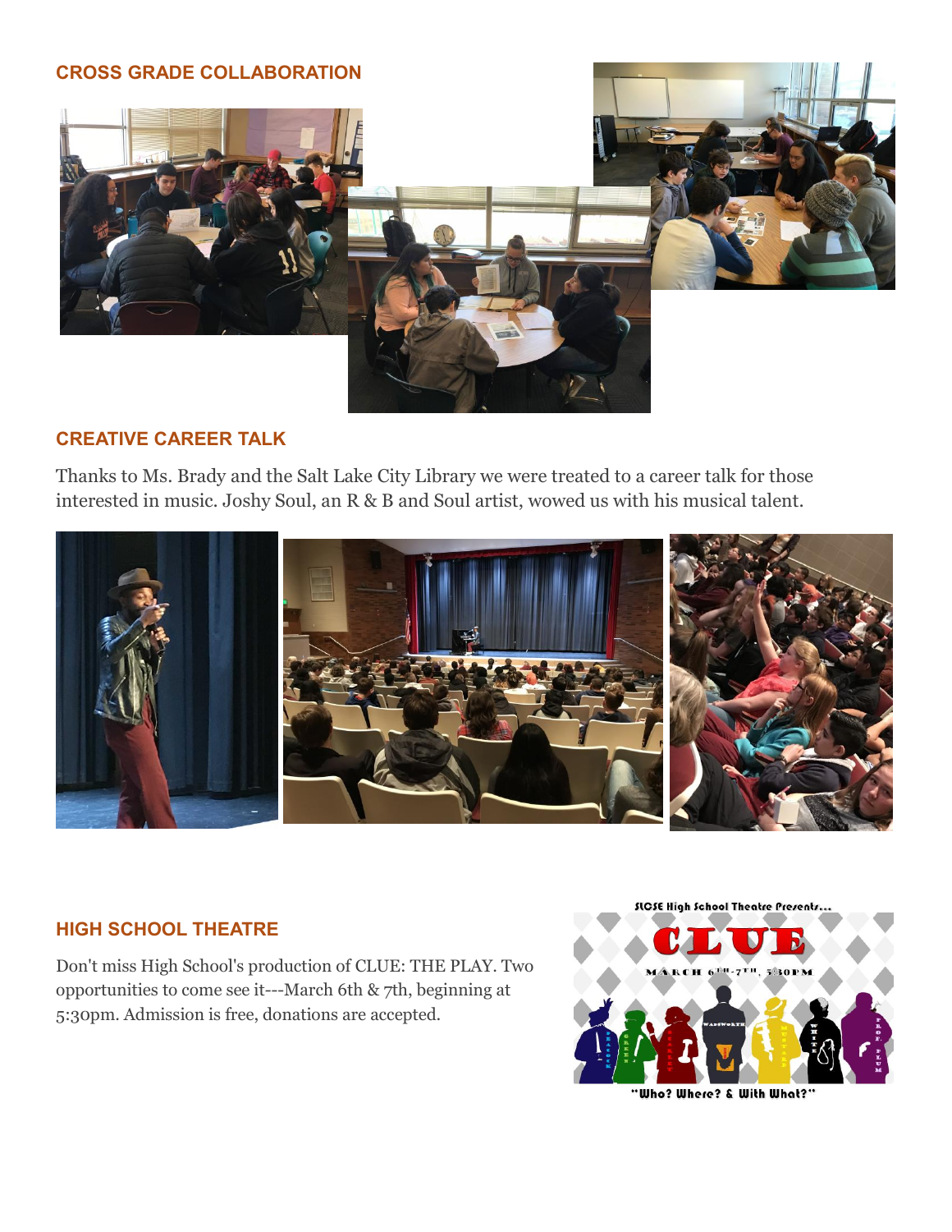### CROSS GRADE COLLABORATION

### CREATIVE CAREER TALK

Thanks to Ms. Brady and the Salt Lake City Library we were treated to a career talk for those interested in music. Joshy Soul, an R & B and Soul artist, wowed us with his musical talent.

### HIGH SCHOOL THEATRE

Don't miss High School's production of CLUE: THE PLAY. Two opportunities to come see it---March 6th & 7th, beginning at 5:30pm. Admission is free, donations are accepted.